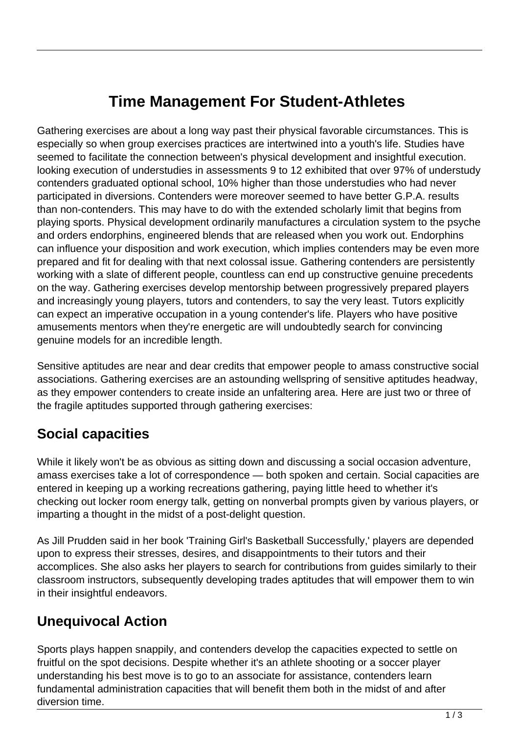# Time Management For Student-Athletes

Gathering exercises are about a long way past their physical favorable circumstances. This is especially so when group exercises practices are intertwined into a youth's life. Studies have seemed to facilitate the connection between's physical development and insightful execution. looking execution of understudies in assessments 9 to 12 exhibited that over 97% of understudy contenders graduated optional school, 10% higher than those understudies who had never participated in diversions. Contenders were moreover seemed to have better G.P.A. results than non-contenders. This may have to do with the extended scholarly limit that begins from playing sports. Physical development ordinarily manufactures a circulation system to the psyche and orders endorphins, engineered blends that are released when you work out. Endorphins can influence your disposition and work execution, which implies contenders may be even more prepared and fit for dealing with that next colossal issue. Gathering contenders are persistently working with a slate of different people, countless can end up constructive genuine precedents on the way. Gathering exercises develop mentorship between progressively prepared players and increasingly young players, tutors and contenders, to say the very least. Tutors explicitly can expect an imperative occupation in a young contender's life. Players who have positive amusements mentors when they're energetic are will undoubtedly search for convincing genuine models for an incredible length.

Sensitive aptitudes are near and dear credits that empower people to amass constructive social associations. Gathering exercises are an astounding wellspring of sensitive aptitudes headway, as they empower contenders to create inside an unfaltering area. Here are just two or three of the fragile aptitudes supported through gathering exercises:

## Social capacities

While it likely won't be as obvious as sitting down and discussing a social occasion adventure, amass exercises take a lot of correspondence — both spoken and certain. Social capacities are entered in keeping up a working recreations gathering, paying little heed to whether it's checking out locker room energy talk, getting on nonverbal prompts given by various players, or imparting a thought in the midst of a post-delight question.

As Jill Prudden said in her book 'Training Girl's Basketball Successfully,' players are depended upon to express their stresses, desires, and disappointments to their tutors and their accomplices. She also asks her players to search for contributions from guides similarly to their classroom instructors, subsequently developing trades aptitudes that will empower them to win in their insightful endeavors.

## Unequivocal Action

Sports plays happen snappily, and contenders develop the capacities expected to settle on fruitful on the spot decisions. Despite whether it's an athlete shooting or a soccer player understanding his best move is to go to an associate for assistance, contenders learn fundamental administration capacities that will benefit them both in the midst of and after diversion time.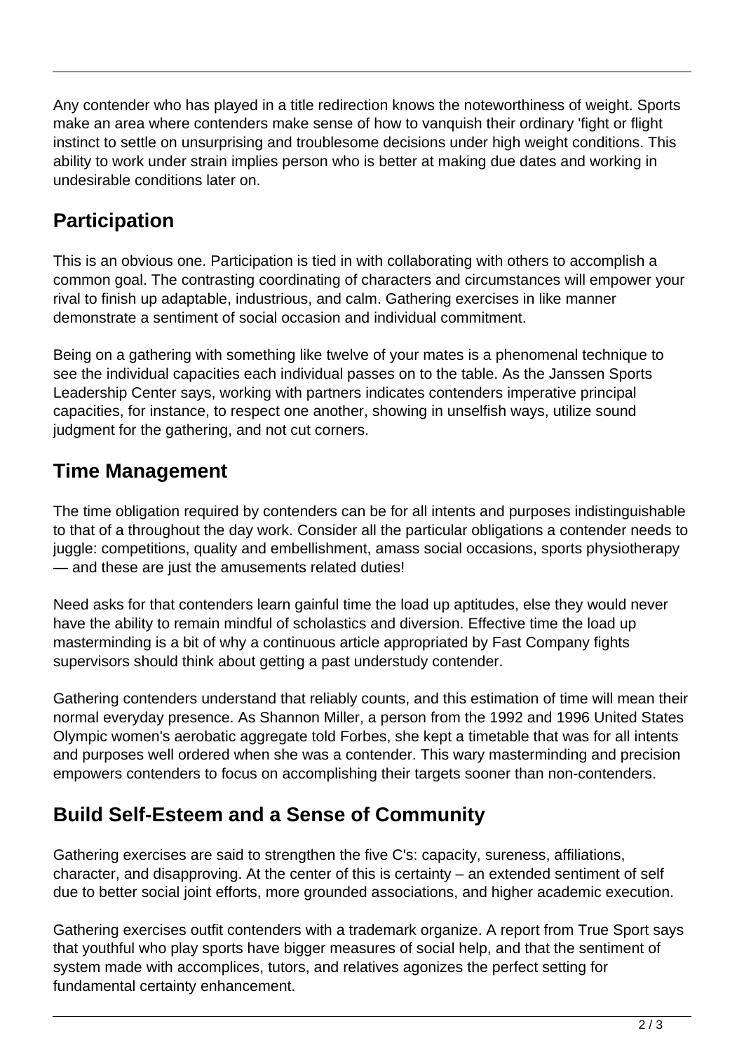Any contender who has played in a title redirection knows the noteworthiness of weight. Sports make an area where contenders make sense of how to vanquish their ordinary 'fight or flight instinct to settle on unsurprising and troublesome decisions under high weight conditions. This ability to work under strain implies person who is better at making due dates and working in undesirable conditions later on.

## Participation

This is an obvious one. Participation is tied in with collaborating with others to accomplish a common goal. The contrasting coordinating of characters and circumstances will empower your rival to finish up adaptable, industrious, and calm. Gathering exercises in like manner demonstrate a sentiment of social occasion and individual commitment.

Being on a gathering with something like twelve of your mates is a phenomenal technique to see the individual capacities each individual passes on to the table. As the Janssen Sports Leadership Center says, working with partners indicates contenders imperative principal capacities, for instance, to respect one another, showing in unselfish ways, utilize sound judgment for the gathering, and not cut corners.

## Time Management

The time obligation required by contenders can be for all intents and purposes indistinguishable to that of a throughout the day work. Consider all the particular obligations a contender needs to juggle: competitions, quality and embellishment, amass social occasions, sports physiotherapy — and these are just the amusements related duties!

Need asks for that contenders learn gainful time the load up aptitudes, else they would never have the ability to remain mindful of scholastics and diversion. Effective time the load up masterminding is a bit of why a continuous article appropriated by Fast Company fights supervisors should think about getting a past understudy contender.

Gathering contenders understand that reliably counts, and this estimation of time will mean their normal everyday presence. As Shannon Miller, a person from the 1992 and 1996 United States Olympic women's aerobatic aggregate told Forbes, she kept a timetable that was for all intents and purposes well ordered when she was a contender. This wary masterminding and precision empowers contenders to focus on accomplishing their targets sooner than non-contenders.

## Build Self-Esteem and a Sense of Community

Gathering exercises are said to strengthen the five C's: capacity, sureness, affiliations, character, and disapproving. At the center of this is certainty – an extended sentiment of self due to better social joint efforts, more grounded associations, and higher academic execution.

Gathering exercises outfit contenders with a trademark organize. A report from True Sport says that youthful who play sports have bigger measures of social help, and that the sentiment of system made with accomplices, tutors, and relatives agonizes the perfect setting for fundamental certainty enhancement.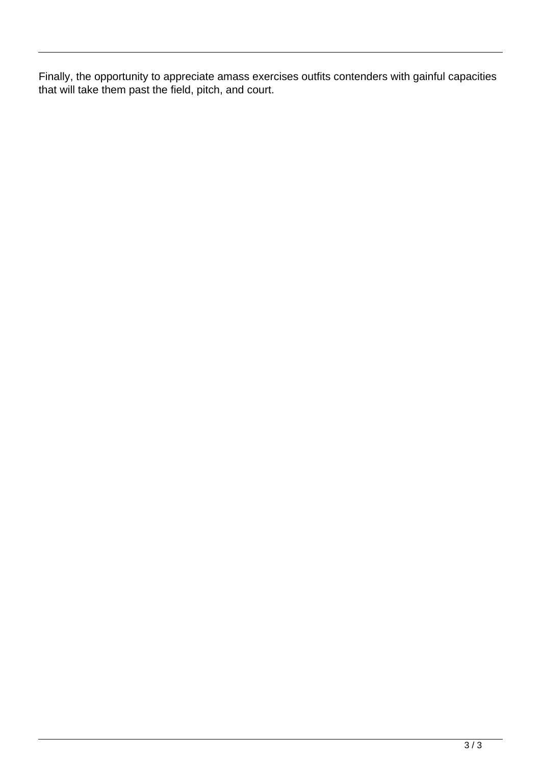Finally, the opportunity to appreciate amass exercises outfits contenders with gainful capacities that will take them past the field, pitch, and court.